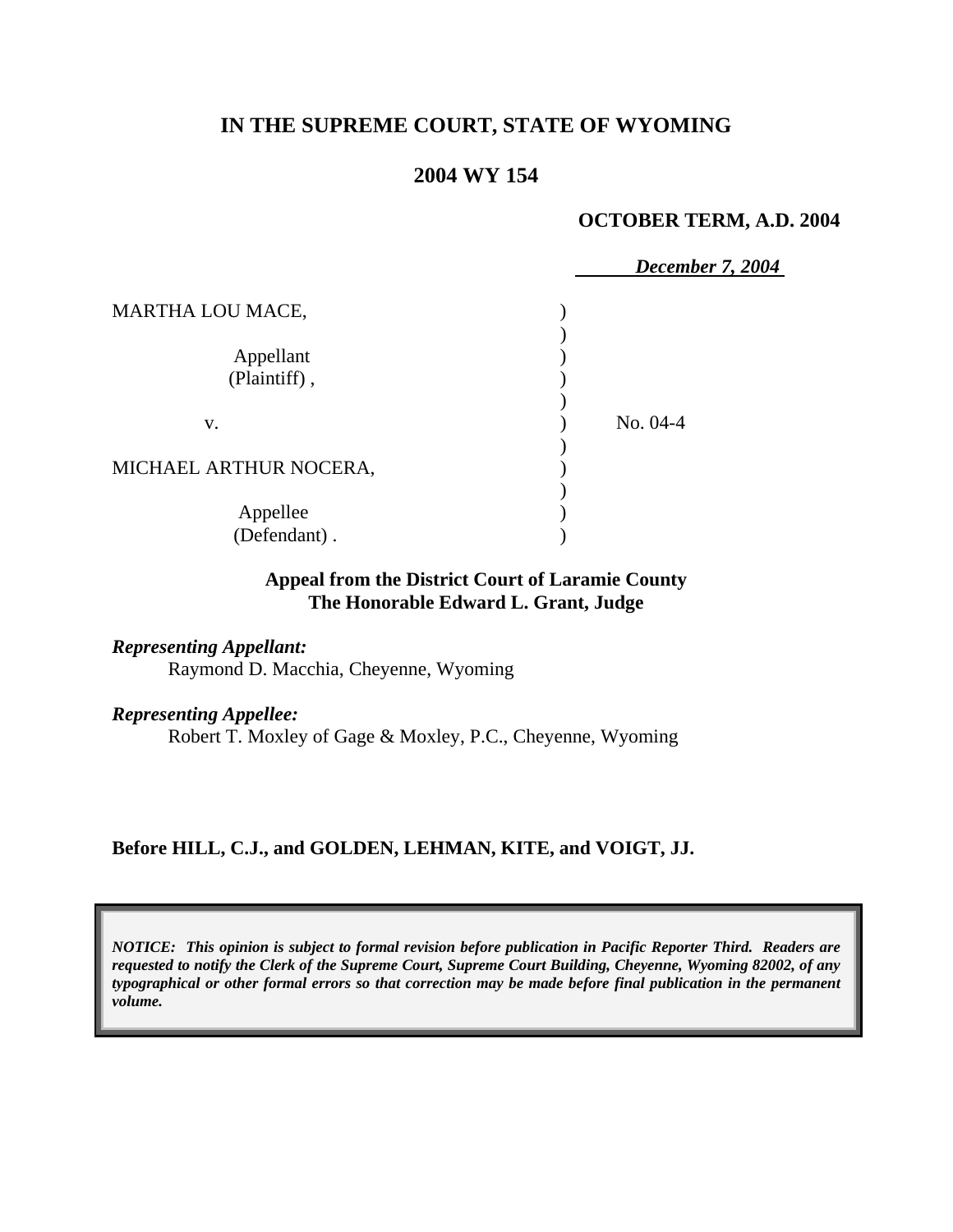# IN THE SUPREME COURT, STATE OF WYOMING

## 2004 WY 154

**OCTOBER TERM, A.D. 2004**

*December 7, 2004*

MARTHA LOU MACE,

Appellant (Plaintiff),

v.

MICHAEL ARTHUR NOCERA,

Appellee (Defendant).

No. 04-4

**Appeal from the District Court of Laramie County**
**The Honorable Edward L. Grant, Judge**

*Representing Appellant:*
Raymond D. Macchia, Cheyenne, Wyoming

*Representing Appellee:*
Robert T. Moxley of Gage & Moxley, P.C., Cheyenne, Wyoming

**Before HILL, C.J., and GOLDEN, LEHMAN, KITE, and VOIGT, JJ.**

*NOTICE: This opinion is subject to formal revision before publication in Pacific Reporter Third. Readers are requested to notify the Clerk of the Supreme Court, Supreme Court Building, Cheyenne, Wyoming 82002, of any typographical or other formal errors so that correction may be made before final publication in the permanent volume.*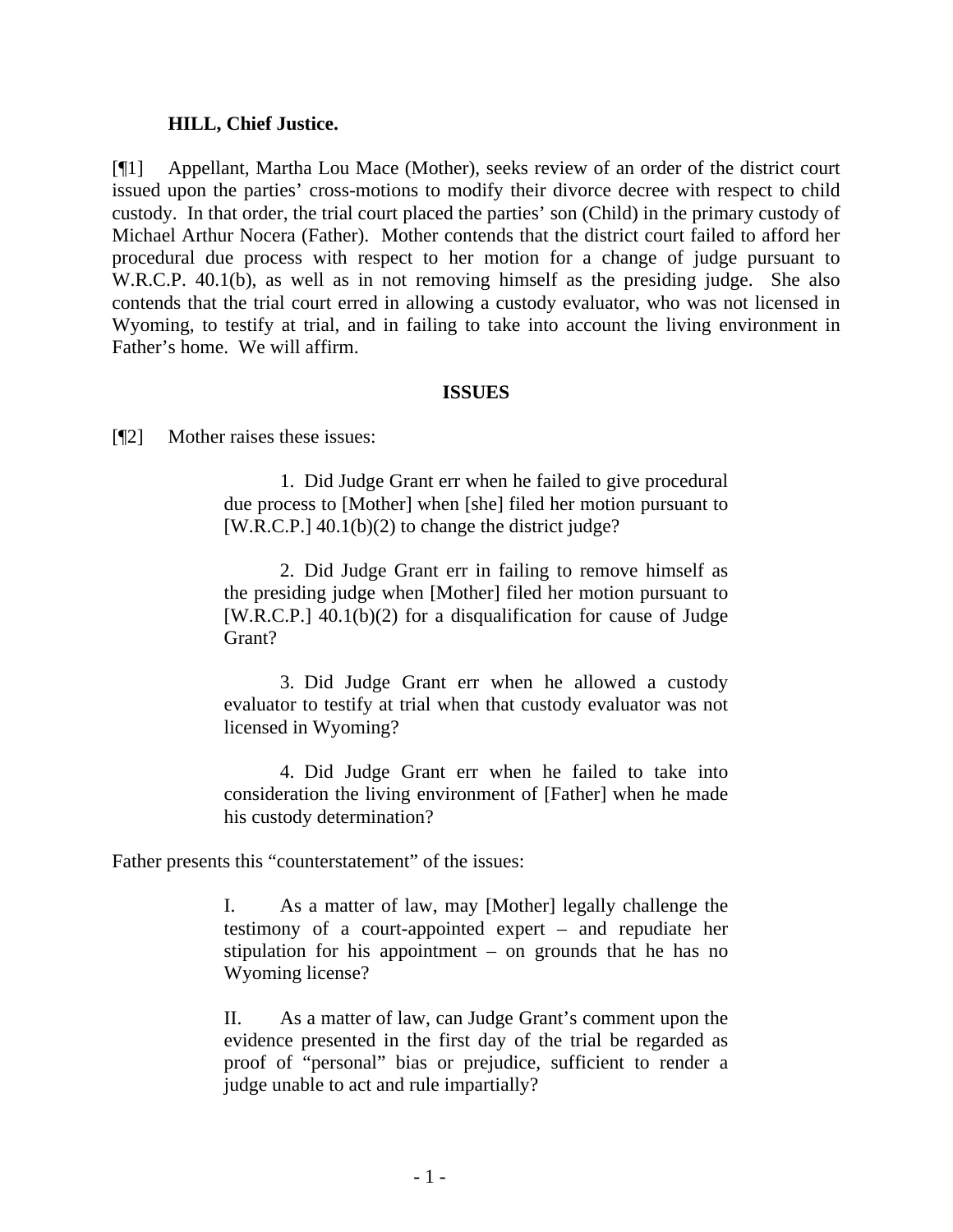**HILL, Chief Justice.**

[¶1] Appellant, Martha Lou Mace (Mother), seeks review of an order of the district court issued upon the parties' cross-motions to modify their divorce decree with respect to child custody. In that order, the trial court placed the parties' son (Child) in the primary custody of Michael Arthur Nocera (Father). Mother contends that the district court failed to afford her procedural due process with respect to her motion for a change of judge pursuant to W.R.C.P. 40.1(b), as well as in not removing himself as the presiding judge. She also contends that the trial court erred in allowing a custody evaluator, who was not licensed in Wyoming, to testify at trial, and in failing to take into account the living environment in Father's home. We will affirm.

## ISSUES

[¶2] Mother raises these issues:

> 1. Did Judge Grant err when he failed to give procedural due process to [Mother] when [she] filed her motion pursuant to [W.R.C.P.] 40.1(b)(2) to change the district judge?
>
> 2. Did Judge Grant err in failing to remove himself as the presiding judge when [Mother] filed her motion pursuant to [W.R.C.P.] 40.1(b)(2) for a disqualification for cause of Judge Grant?
>
> 3. Did Judge Grant err when he allowed a custody evaluator to testify at trial when that custody evaluator was not licensed in Wyoming?
>
> 4. Did Judge Grant err when he failed to take into consideration the living environment of [Father] when he made his custody determination?

Father presents this "counterstatement" of the issues:

> I. As a matter of law, may [Mother] legally challenge the testimony of a court-appointed expert – and repudiate her stipulation for his appointment – on grounds that he has no Wyoming license?
>
> II. As a matter of law, can Judge Grant's comment upon the evidence presented in the first day of the trial be regarded as proof of "personal" bias or prejudice, sufficient to render a judge unable to act and rule impartially?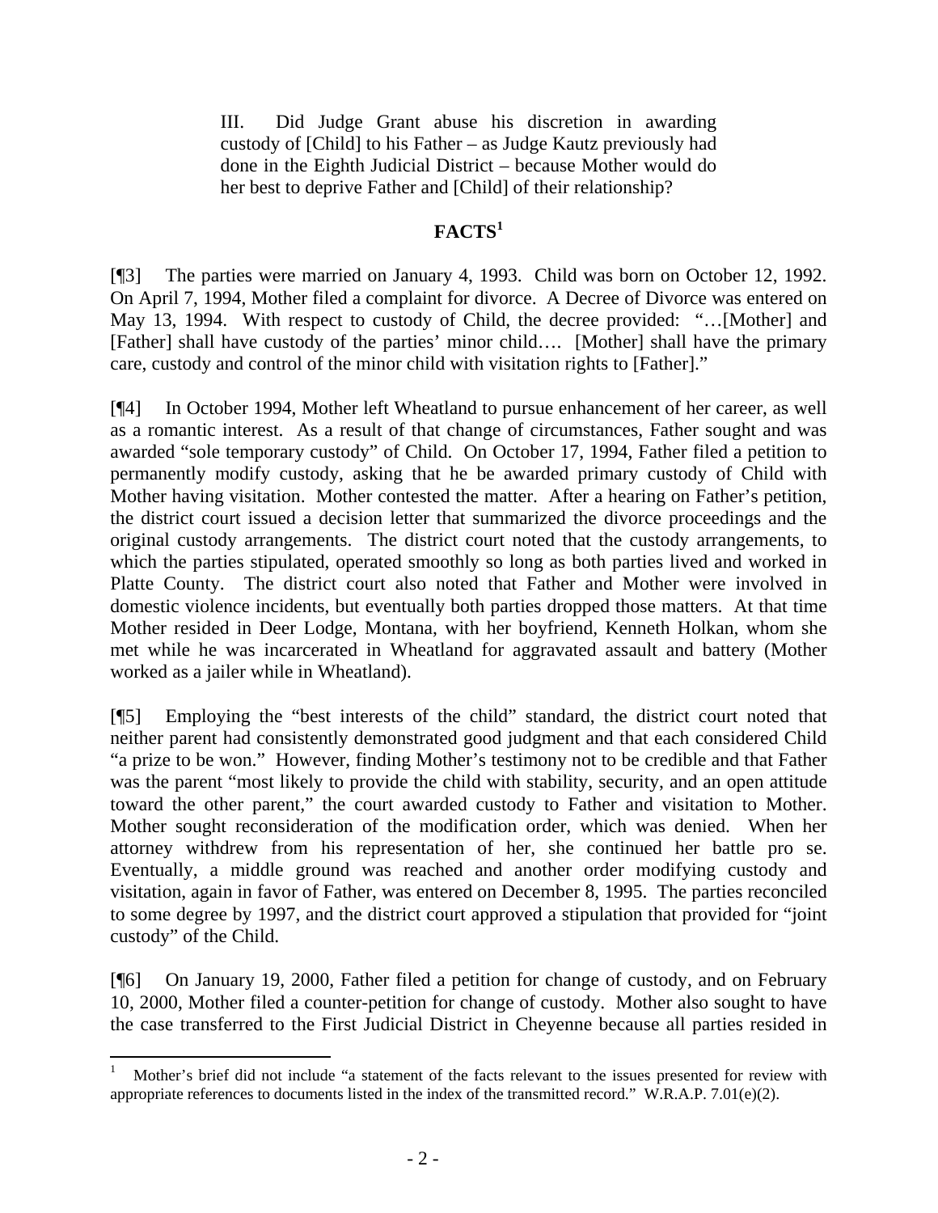> III. Did Judge Grant abuse his discretion in awarding custody of [Child] to his Father – as Judge Kautz previously had done in the Eighth Judicial District – because Mother would do her best to deprive Father and [Child] of their relationship?

## FACTS[1]

[¶3] The parties were married on January 4, 1993. Child was born on October 12, 1992. On April 7, 1994, Mother filed a complaint for divorce. A Decree of Divorce was entered on May 13, 1994. With respect to custody of Child, the decree provided: "…[Mother] and [Father] shall have custody of the parties' minor child…. [Mother] shall have the primary care, custody and control of the minor child with visitation rights to [Father]."

[¶4] In October 1994, Mother left Wheatland to pursue enhancement of her career, as well as a romantic interest. As a result of that change of circumstances, Father sought and was awarded "sole temporary custody" of Child. On October 17, 1994, Father filed a petition to permanently modify custody, asking that he be awarded primary custody of Child with Mother having visitation. Mother contested the matter. After a hearing on Father's petition, the district court issued a decision letter that summarized the divorce proceedings and the original custody arrangements. The district court noted that the custody arrangements, to which the parties stipulated, operated smoothly so long as both parties lived and worked in Platte County. The district court also noted that Father and Mother were involved in domestic violence incidents, but eventually both parties dropped those matters. At that time Mother resided in Deer Lodge, Montana, with her boyfriend, Kenneth Holkan, whom she met while he was incarcerated in Wheatland for aggravated assault and battery (Mother worked as a jailer while in Wheatland).

[¶5] Employing the "best interests of the child" standard, the district court noted that neither parent had consistently demonstrated good judgment and that each considered Child "a prize to be won." However, finding Mother's testimony not to be credible and that Father was the parent "most likely to provide the child with stability, security, and an open attitude toward the other parent," the court awarded custody to Father and visitation to Mother. Mother sought reconsideration of the modification order, which was denied. When her attorney withdrew from his representation of her, she continued her battle pro se. Eventually, a middle ground was reached and another order modifying custody and visitation, again in favor of Father, was entered on December 8, 1995. The parties reconciled to some degree by 1997, and the district court approved a stipulation that provided for "joint custody" of the Child.

[¶6] On January 19, 2000, Father filed a petition for change of custody, and on February 10, 2000, Mother filed a counter-petition for change of custody. Mother also sought to have the case transferred to the First Judicial District in Cheyenne because all parties resided in

---

[1] Mother's brief did not include "a statement of the facts relevant to the issues presented for review with appropriate references to documents listed in the index of the transmitted record." W.R.A.P. 7.01(e)(2).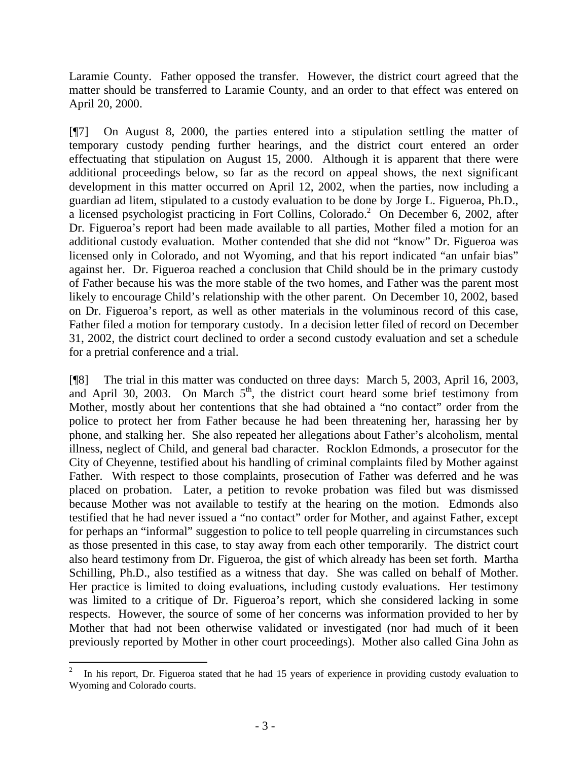Laramie County. Father opposed the transfer. However, the district court agreed that the matter should be transferred to Laramie County, and an order to that effect was entered on April 20, 2000.

[¶7] On August 8, 2000, the parties entered into a stipulation settling the matter of temporary custody pending further hearings, and the district court entered an order effectuating that stipulation on August 15, 2000. Although it is apparent that there were additional proceedings below, so far as the record on appeal shows, the next significant development in this matter occurred on April 12, 2002, when the parties, now including a guardian ad litem, stipulated to a custody evaluation to be done by Jorge L. Figueroa, Ph.D., a licensed psychologist practicing in Fort Collins, Colorado.[2] On December 6, 2002, after Dr. Figueroa's report had been made available to all parties, Mother filed a motion for an additional custody evaluation. Mother contended that she did not "know" Dr. Figueroa was licensed only in Colorado, and not Wyoming, and that his report indicated "an unfair bias" against her. Dr. Figueroa reached a conclusion that Child should be in the primary custody of Father because his was the more stable of the two homes, and Father was the parent most likely to encourage Child's relationship with the other parent. On December 10, 2002, based on Dr. Figueroa's report, as well as other materials in the voluminous record of this case, Father filed a motion for temporary custody. In a decision letter filed of record on December 31, 2002, the district court declined to order a second custody evaluation and set a schedule for a pretrial conference and a trial.

[¶8] The trial in this matter was conducted on three days: March 5, 2003, April 16, 2003, and April 30, 2003. On March 5th, the district court heard some brief testimony from Mother, mostly about her contentions that she had obtained a "no contact" order from the police to protect her from Father because he had been threatening her, harassing her by phone, and stalking her. She also repeated her allegations about Father's alcoholism, mental illness, neglect of Child, and general bad character. Rocklon Edmonds, a prosecutor for the City of Cheyenne, testified about his handling of criminal complaints filed by Mother against Father. With respect to those complaints, prosecution of Father was deferred and he was placed on probation. Later, a petition to revoke probation was filed but was dismissed because Mother was not available to testify at the hearing on the motion. Edmonds also testified that he had never issued a "no contact" order for Mother, and against Father, except for perhaps an "informal" suggestion to police to tell people quarreling in circumstances such as those presented in this case, to stay away from each other temporarily. The district court also heard testimony from Dr. Figueroa, the gist of which already has been set forth. Martha Schilling, Ph.D., also testified as a witness that day. She was called on behalf of Mother. Her practice is limited to doing evaluations, including custody evaluations. Her testimony was limited to a critique of Dr. Figueroa's report, which she considered lacking in some respects. However, the source of some of her concerns was information provided to her by Mother that had not been otherwise validated or investigated (nor had much of it been previously reported by Mother in other court proceedings). Mother also called Gina John as

[2] In his report, Dr. Figueroa stated that he had 15 years of experience in providing custody evaluation to Wyoming and Colorado courts.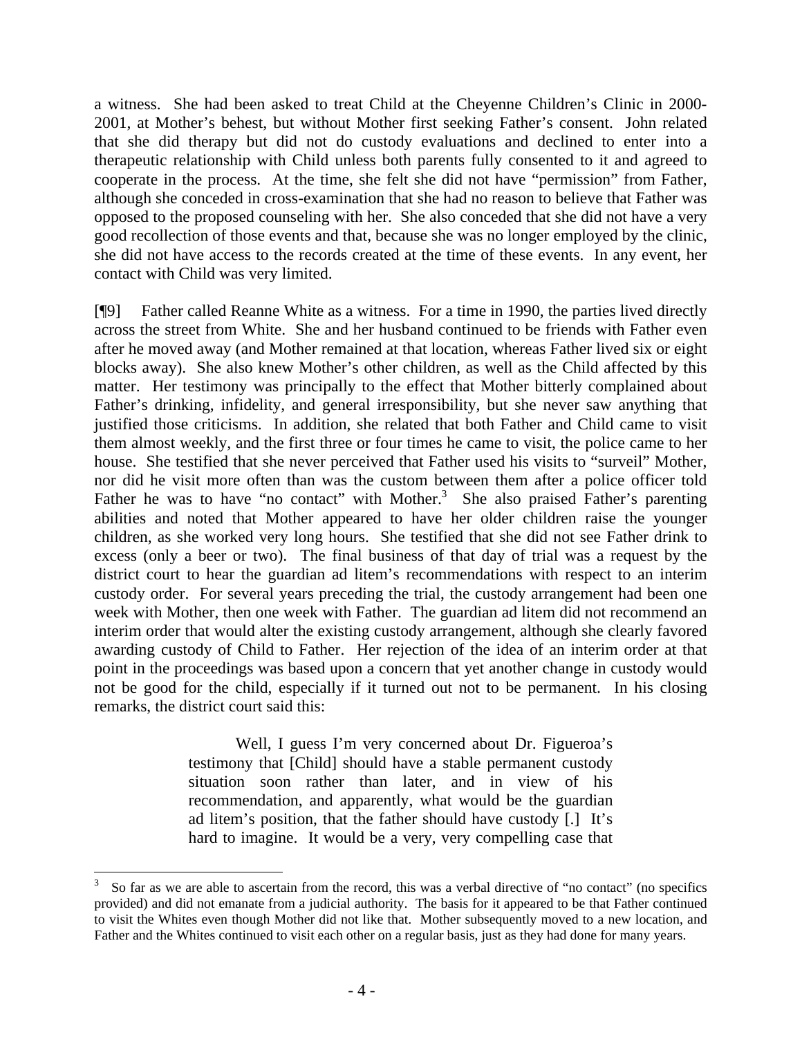a witness. She had been asked to treat Child at the Cheyenne Children's Clinic in 2000-2001, at Mother's behest, but without Mother first seeking Father's consent. John related that she did therapy but did not do custody evaluations and declined to enter into a therapeutic relationship with Child unless both parents fully consented to it and agreed to cooperate in the process. At the time, she felt she did not have "permission" from Father, although she conceded in cross-examination that she had no reason to believe that Father was opposed to the proposed counseling with her. She also conceded that she did not have a very good recollection of those events and that, because she was no longer employed by the clinic, she did not have access to the records created at the time of these events. In any event, her contact with Child was very limited.

[¶9] Father called Reanne White as a witness. For a time in 1990, the parties lived directly across the street from White. She and her husband continued to be friends with Father even after he moved away (and Mother remained at that location, whereas Father lived six or eight blocks away). She also knew Mother's other children, as well as the Child affected by this matter. Her testimony was principally to the effect that Mother bitterly complained about Father's drinking, infidelity, and general irresponsibility, but she never saw anything that justified those criticisms. In addition, she related that both Father and Child came to visit them almost weekly, and the first three or four times he came to visit, the police came to her house. She testified that she never perceived that Father used his visits to "surveil" Mother, nor did he visit more often than was the custom between them after a police officer told Father he was to have "no contact" with Mother.[3] She also praised Father's parenting abilities and noted that Mother appeared to have her older children raise the younger children, as she worked very long hours. She testified that she did not see Father drink to excess (only a beer or two). The final business of that day of trial was a request by the district court to hear the guardian ad litem's recommendations with respect to an interim custody order. For several years preceding the trial, the custody arrangement had been one week with Mother, then one week with Father. The guardian ad litem did not recommend an interim order that would alter the existing custody arrangement, although she clearly favored awarding custody of Child to Father. Her rejection of the idea of an interim order at that point in the proceedings was based upon a concern that yet another change in custody would not be good for the child, especially if it turned out not to be permanent. In his closing remarks, the district court said this:

> Well, I guess I'm very concerned about Dr. Figueroa's testimony that [Child] should have a stable permanent custody situation soon rather than later, and in view of his recommendation, and apparently, what would be the guardian ad litem's position, that the father should have custody [.] It's hard to imagine. It would be a very, very compelling case that

[3] So far as we are able to ascertain from the record, this was a verbal directive of "no contact" (no specifics provided) and did not emanate from a judicial authority. The basis for it appeared to be that Father continued to visit the Whites even though Mother did not like that. Mother subsequently moved to a new location, and Father and the Whites continued to visit each other on a regular basis, just as they had done for many years.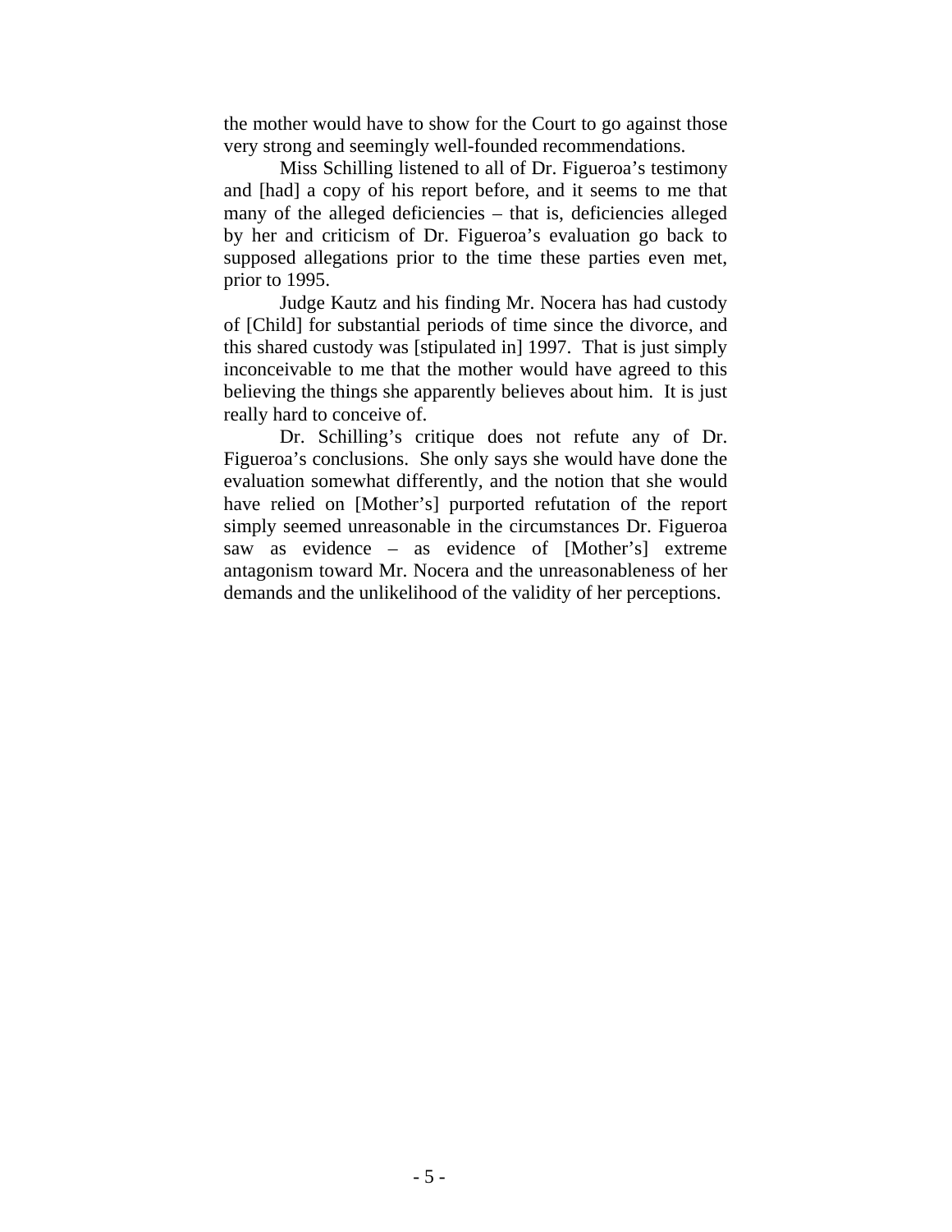the mother would have to show for the Court to go against those very strong and seemingly well-founded recommendations.

Miss Schilling listened to all of Dr. Figueroa's testimony and [had] a copy of his report before, and it seems to me that many of the alleged deficiencies – that is, deficiencies alleged by her and criticism of Dr. Figueroa's evaluation go back to supposed allegations prior to the time these parties even met, prior to 1995.

Judge Kautz and his finding Mr. Nocera has had custody of [Child] for substantial periods of time since the divorce, and this shared custody was [stipulated in] 1997. That is just simply inconceivable to me that the mother would have agreed to this believing the things she apparently believes about him. It is just really hard to conceive of.

Dr. Schilling's critique does not refute any of Dr. Figueroa's conclusions. She only says she would have done the evaluation somewhat differently, and the notion that she would have relied on [Mother's] purported refutation of the report simply seemed unreasonable in the circumstances Dr. Figueroa saw as evidence – as evidence of [Mother's] extreme antagonism toward Mr. Nocera and the unreasonableness of her demands and the unlikelihood of the validity of her perceptions.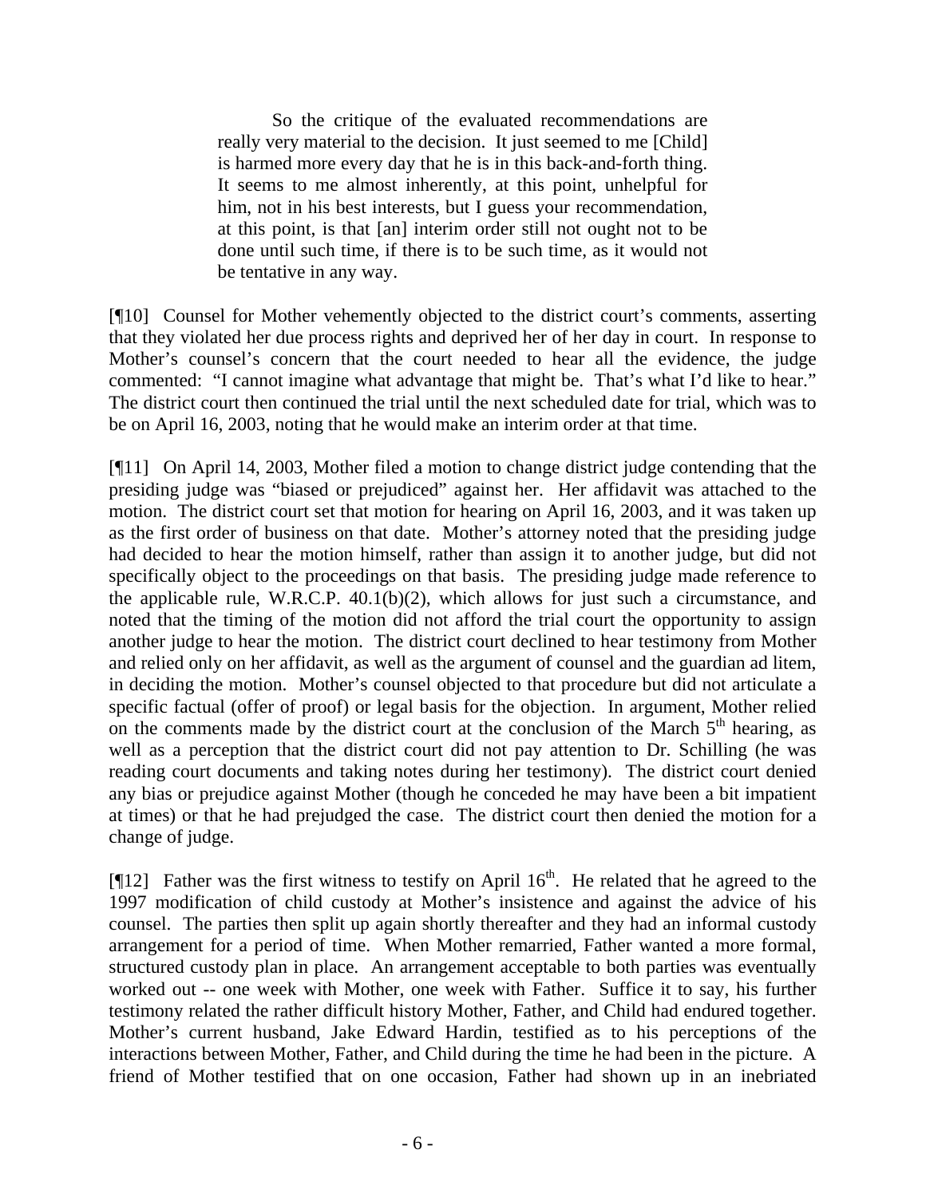> So the critique of the evaluated recommendations are really very material to the decision. It just seemed to me [Child] is harmed more every day that he is in this back-and-forth thing. It seems to me almost inherently, at this point, unhelpful for him, not in his best interests, but I guess your recommendation, at this point, is that [an] interim order still not ought not to be done until such time, if there is to be such time, as it would not be tentative in any way.

[¶10] Counsel for Mother vehemently objected to the district court's comments, asserting that they violated her due process rights and deprived her of her day in court. In response to Mother's counsel's concern that the court needed to hear all the evidence, the judge commented: "I cannot imagine what advantage that might be. That's what I'd like to hear." The district court then continued the trial until the next scheduled date for trial, which was to be on April 16, 2003, noting that he would make an interim order at that time.

[¶11] On April 14, 2003, Mother filed a motion to change district judge contending that the presiding judge was "biased or prejudiced" against her. Her affidavit was attached to the motion. The district court set that motion for hearing on April 16, 2003, and it was taken up as the first order of business on that date. Mother's attorney noted that the presiding judge had decided to hear the motion himself, rather than assign it to another judge, but did not specifically object to the proceedings on that basis. The presiding judge made reference to the applicable rule, W.R.C.P. 40.1(b)(2), which allows for just such a circumstance, and noted that the timing of the motion did not afford the trial court the opportunity to assign another judge to hear the motion. The district court declined to hear testimony from Mother and relied only on her affidavit, as well as the argument of counsel and the guardian ad litem, in deciding the motion. Mother's counsel objected to that procedure but did not articulate a specific factual (offer of proof) or legal basis for the objection. In argument, Mother relied on the comments made by the district court at the conclusion of the March 5th hearing, as well as a perception that the district court did not pay attention to Dr. Schilling (he was reading court documents and taking notes during her testimony). The district court denied any bias or prejudice against Mother (though he conceded he may have been a bit impatient at times) or that he had prejudged the case. The district court then denied the motion for a change of judge.

[¶12] Father was the first witness to testify on April 16th. He related that he agreed to the 1997 modification of child custody at Mother's insistence and against the advice of his counsel. The parties then split up again shortly thereafter and they had an informal custody arrangement for a period of time. When Mother remarried, Father wanted a more formal, structured custody plan in place. An arrangement acceptable to both parties was eventually worked out -- one week with Mother, one week with Father. Suffice it to say, his further testimony related the rather difficult history Mother, Father, and Child had endured together. Mother's current husband, Jake Edward Hardin, testified as to his perceptions of the interactions between Mother, Father, and Child during the time he had been in the picture. A friend of Mother testified that on one occasion, Father had shown up in an inebriated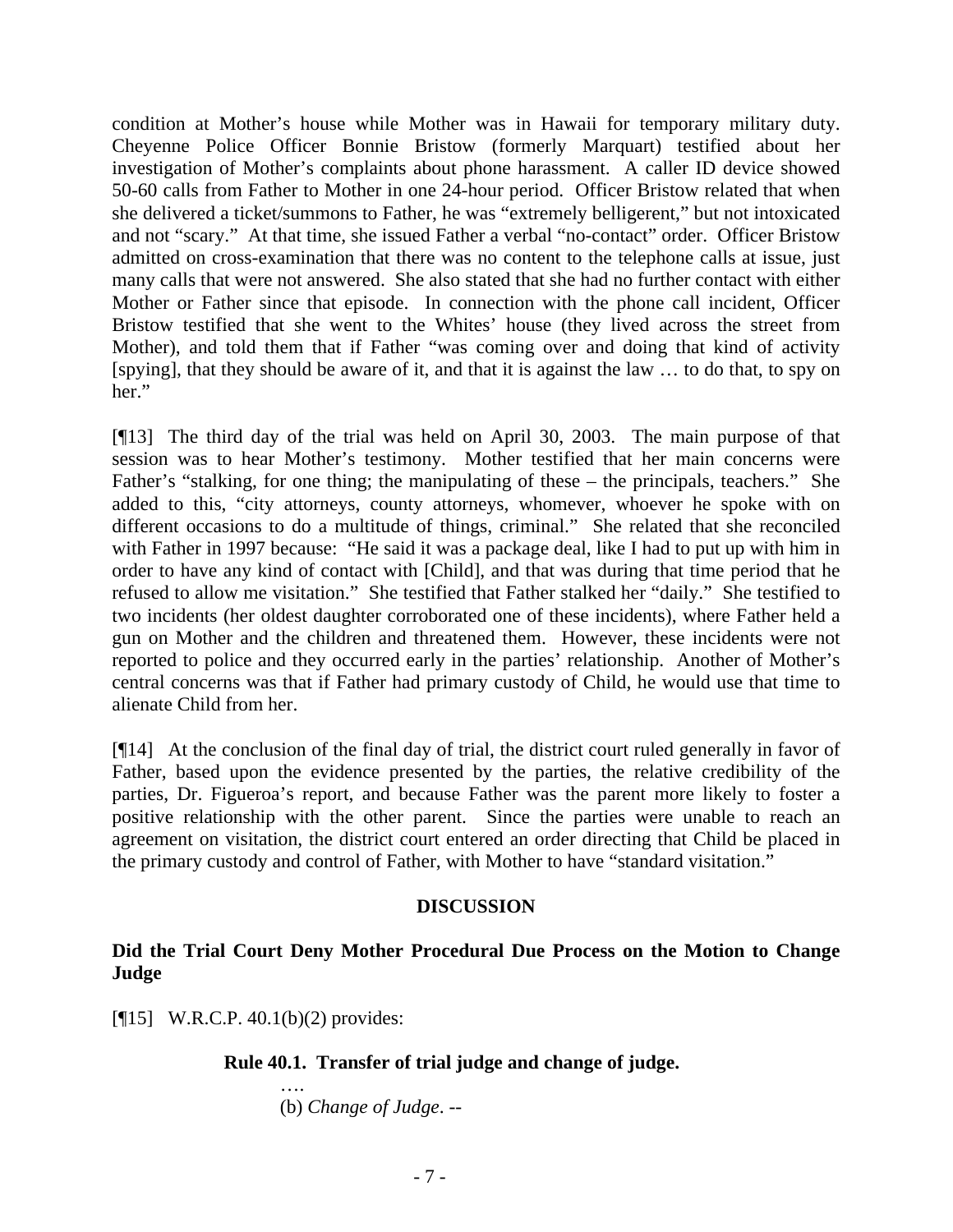condition at Mother's house while Mother was in Hawaii for temporary military duty. Cheyenne Police Officer Bonnie Bristow (formerly Marquart) testified about her investigation of Mother's complaints about phone harassment. A caller ID device showed 50-60 calls from Father to Mother in one 24-hour period. Officer Bristow related that when she delivered a ticket/summons to Father, he was "extremely belligerent," but not intoxicated and not "scary." At that time, she issued Father a verbal "no-contact" order. Officer Bristow admitted on cross-examination that there was no content to the telephone calls at issue, just many calls that were not answered. She also stated that she had no further contact with either Mother or Father since that episode. In connection with the phone call incident, Officer Bristow testified that she went to the Whites' house (they lived across the street from Mother), and told them that if Father "was coming over and doing that kind of activity [spying], that they should be aware of it, and that it is against the law … to do that, to spy on her."

[¶13] The third day of the trial was held on April 30, 2003. The main purpose of that session was to hear Mother's testimony. Mother testified that her main concerns were Father's "stalking, for one thing; the manipulating of these – the principals, teachers." She added to this, "city attorneys, county attorneys, whomever, whoever he spoke with on different occasions to do a multitude of things, criminal." She related that she reconciled with Father in 1997 because: "He said it was a package deal, like I had to put up with him in order to have any kind of contact with [Child], and that was during that time period that he refused to allow me visitation." She testified that Father stalked her "daily." She testified to two incidents (her oldest daughter corroborated one of these incidents), where Father held a gun on Mother and the children and threatened them. However, these incidents were not reported to police and they occurred early in the parties' relationship. Another of Mother's central concerns was that if Father had primary custody of Child, he would use that time to alienate Child from her.

[¶14] At the conclusion of the final day of trial, the district court ruled generally in favor of Father, based upon the evidence presented by the parties, the relative credibility of the parties, Dr. Figueroa's report, and because Father was the parent more likely to foster a positive relationship with the other parent. Since the parties were unable to reach an agreement on visitation, the district court entered an order directing that Child be placed in the primary custody and control of Father, with Mother to have "standard visitation."

## DISCUSSION

### Did the Trial Court Deny Mother Procedural Due Process on the Motion to Change Judge

[¶15] W.R.C.P. 40.1(b)(2) provides:

> **Rule 40.1. Transfer of trial judge and change of judge.**
>
> ….
>
> (b) *Change of Judge*. --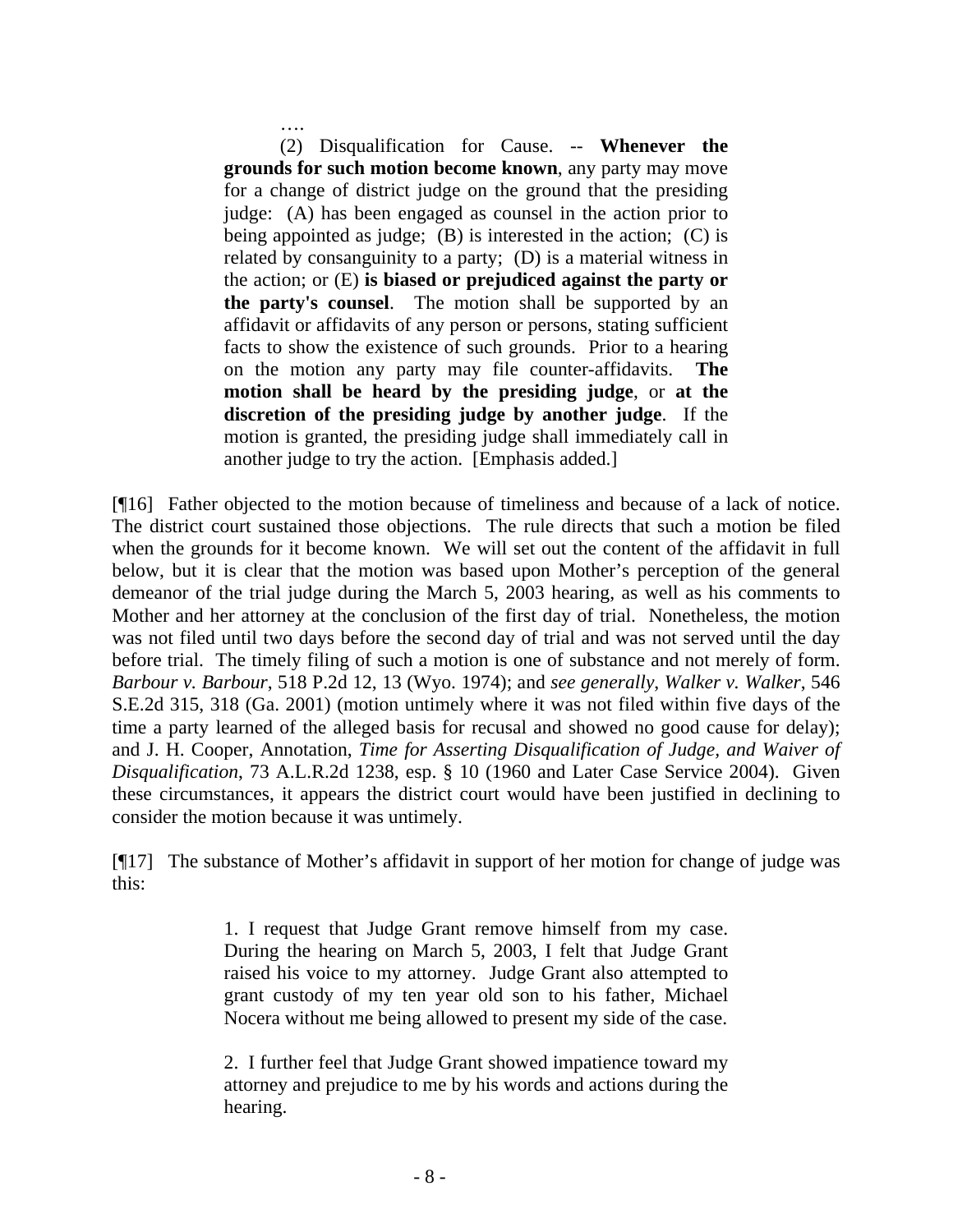> ….
>
> (2) Disqualification for Cause. -- **Whenever the grounds for such motion become known**, any party may move for a change of district judge on the ground that the presiding judge: (A) has been engaged as counsel in the action prior to being appointed as judge; (B) is interested in the action; (C) is related by consanguinity to a party; (D) is a material witness in the action; or (E) **is biased or prejudiced against the party or the party's counsel**. The motion shall be supported by an affidavit or affidavits of any person or persons, stating sufficient facts to show the existence of such grounds. Prior to a hearing on the motion any party may file counter-affidavits. **The motion shall be heard by the presiding judge**, or **at the discretion of the presiding judge by another judge**. If the motion is granted, the presiding judge shall immediately call in another judge to try the action. [Emphasis added.]

[¶16] Father objected to the motion because of timeliness and because of a lack of notice. The district court sustained those objections. The rule directs that such a motion be filed when the grounds for it become known. We will set out the content of the affidavit in full below, but it is clear that the motion was based upon Mother's perception of the general demeanor of the trial judge during the March 5, 2003 hearing, as well as his comments to Mother and her attorney at the conclusion of the first day of trial. Nonetheless, the motion was not filed until two days before the second day of trial and was not served until the day before trial. The timely filing of such a motion is one of substance and not merely of form. *Barbour v. Barbour*, 518 P.2d 12, 13 (Wyo. 1974); and *see generally*, *Walker v. Walker*, 546 S.E.2d 315, 318 (Ga. 2001) (motion untimely where it was not filed within five days of the time a party learned of the alleged basis for recusal and showed no good cause for delay); and J. H. Cooper, Annotation, *Time for Asserting Disqualification of Judge, and Waiver of Disqualification*, 73 A.L.R.2d 1238, esp. § 10 (1960 and Later Case Service 2004). Given these circumstances, it appears the district court would have been justified in declining to consider the motion because it was untimely.

[¶17] The substance of Mother's affidavit in support of her motion for change of judge was this:

> 1. I request that Judge Grant remove himself from my case. During the hearing on March 5, 2003, I felt that Judge Grant raised his voice to my attorney. Judge Grant also attempted to grant custody of my ten year old son to his father, Michael Nocera without me being allowed to present my side of the case.
>
> 2. I further feel that Judge Grant showed impatience toward my attorney and prejudice to me by his words and actions during the hearing.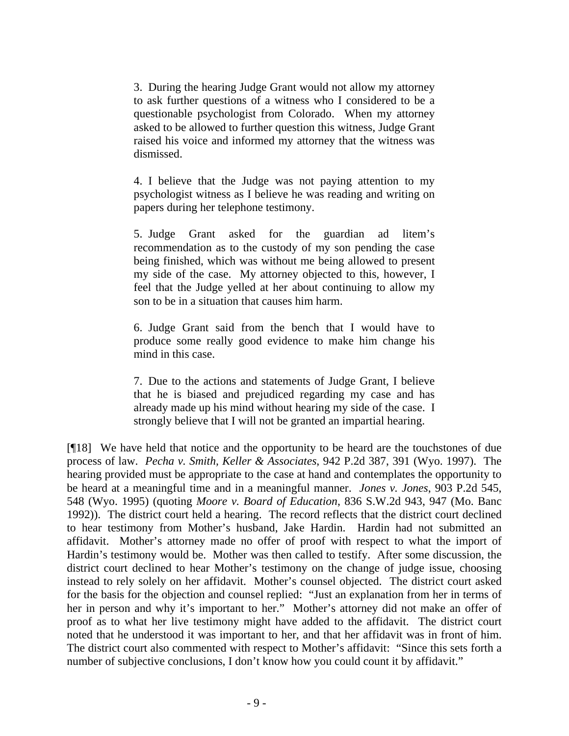> 3. During the hearing Judge Grant would not allow my attorney to ask further questions of a witness who I considered to be a questionable psychologist from Colorado. When my attorney asked to be allowed to further question this witness, Judge Grant raised his voice and informed my attorney that the witness was dismissed.
>
> 4. I believe that the Judge was not paying attention to my psychologist witness as I believe he was reading and writing on papers during her telephone testimony.
>
> 5. Judge Grant asked for the guardian ad litem's recommendation as to the custody of my son pending the case being finished, which was without me being allowed to present my side of the case. My attorney objected to this, however, I feel that the Judge yelled at her about continuing to allow my son to be in a situation that causes him harm.
>
> 6. Judge Grant said from the bench that I would have to produce some really good evidence to make him change his mind in this case.
>
> 7. Due to the actions and statements of Judge Grant, I believe that he is biased and prejudiced regarding my case and has already made up his mind without hearing my side of the case. I strongly believe that I will not be granted an impartial hearing.

[¶18] We have held that notice and the opportunity to be heard are the touchstones of due process of law. *Pecha v. Smith, Keller & Associates*, 942 P.2d 387, 391 (Wyo. 1997). The hearing provided must be appropriate to the case at hand and contemplates the opportunity to be heard at a meaningful time and in a meaningful manner. *Jones v. Jones*, 903 P.2d 545, 548 (Wyo. 1995) (quoting *Moore v. Board of Education*, 836 S.W.2d 943, 947 (Mo. Banc 1992)). The district court held a hearing. The record reflects that the district court declined to hear testimony from Mother's husband, Jake Hardin. Hardin had not submitted an affidavit. Mother's attorney made no offer of proof with respect to what the import of Hardin's testimony would be. Mother was then called to testify. After some discussion, the district court declined to hear Mother's testimony on the change of judge issue, choosing instead to rely solely on her affidavit. Mother's counsel objected. The district court asked for the basis for the objection and counsel replied: "Just an explanation from her in terms of her in person and why it's important to her." Mother's attorney did not make an offer of proof as to what her live testimony might have added to the affidavit. The district court noted that he understood it was important to her, and that her affidavit was in front of him. The district court also commented with respect to Mother's affidavit: "Since this sets forth a number of subjective conclusions, I don't know how you could count it by affidavit."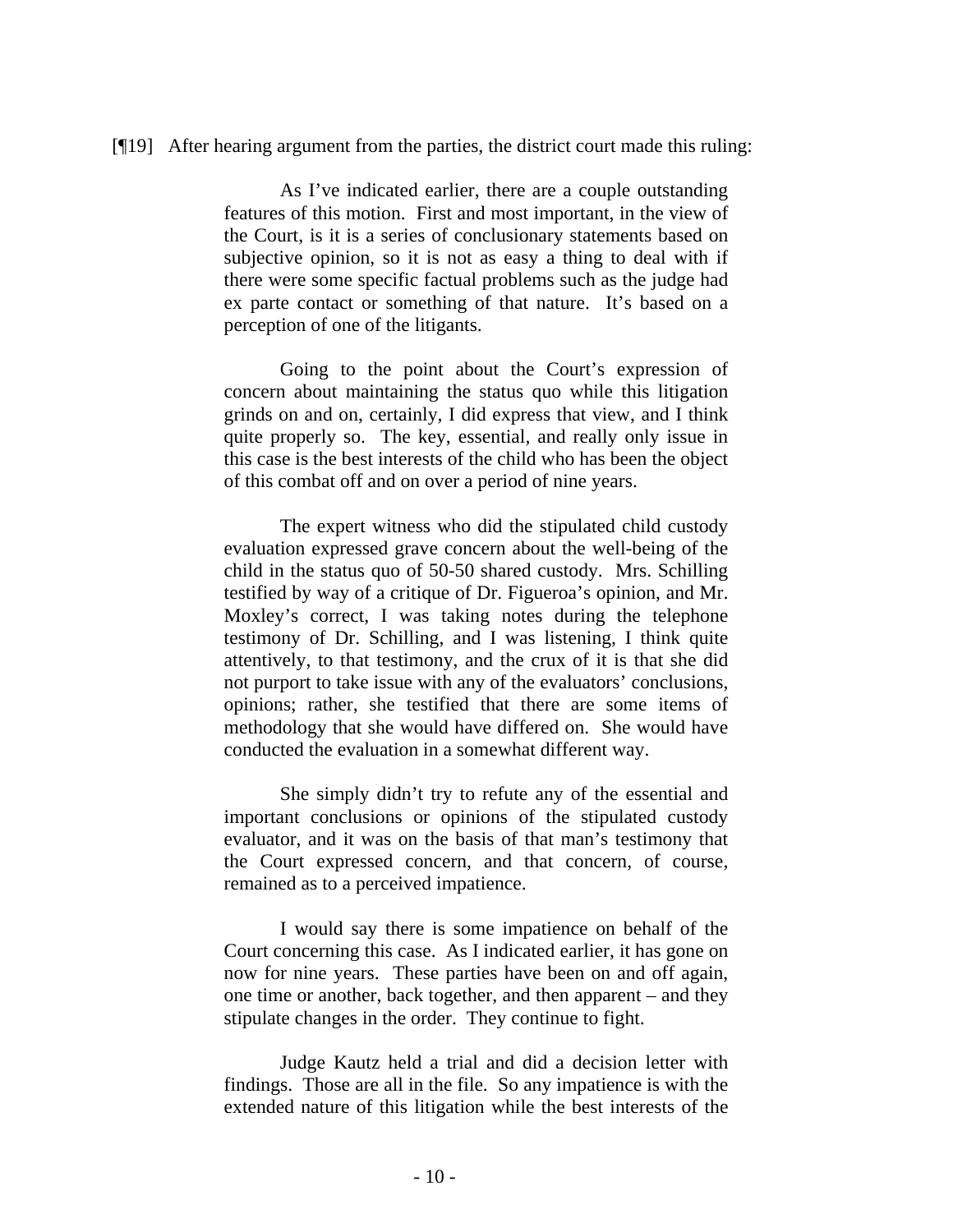[¶19] After hearing argument from the parties, the district court made this ruling:

> As I've indicated earlier, there are a couple outstanding features of this motion. First and most important, in the view of the Court, is it is a series of conclusionary statements based on subjective opinion, so it is not as easy a thing to deal with if there were some specific factual problems such as the judge had ex parte contact or something of that nature. It's based on a perception of one of the litigants.
>
> Going to the point about the Court's expression of concern about maintaining the status quo while this litigation grinds on and on, certainly, I did express that view, and I think quite properly so. The key, essential, and really only issue in this case is the best interests of the child who has been the object of this combat off and on over a period of nine years.
>
> The expert witness who did the stipulated child custody evaluation expressed grave concern about the well-being of the child in the status quo of 50-50 shared custody. Mrs. Schilling testified by way of a critique of Dr. Figueroa's opinion, and Mr. Moxley's correct, I was taking notes during the telephone testimony of Dr. Schilling, and I was listening, I think quite attentively, to that testimony, and the crux of it is that she did not purport to take issue with any of the evaluators' conclusions, opinions; rather, she testified that there are some items of methodology that she would have differed on. She would have conducted the evaluation in a somewhat different way.
>
> She simply didn't try to refute any of the essential and important conclusions or opinions of the stipulated custody evaluator, and it was on the basis of that man's testimony that the Court expressed concern, and that concern, of course, remained as to a perceived impatience.
>
> I would say there is some impatience on behalf of the Court concerning this case. As I indicated earlier, it has gone on now for nine years. These parties have been on and off again, one time or another, back together, and then apparent – and they stipulate changes in the order. They continue to fight.
>
> Judge Kautz held a trial and did a decision letter with findings. Those are all in the file. So any impatience is with the extended nature of this litigation while the best interests of the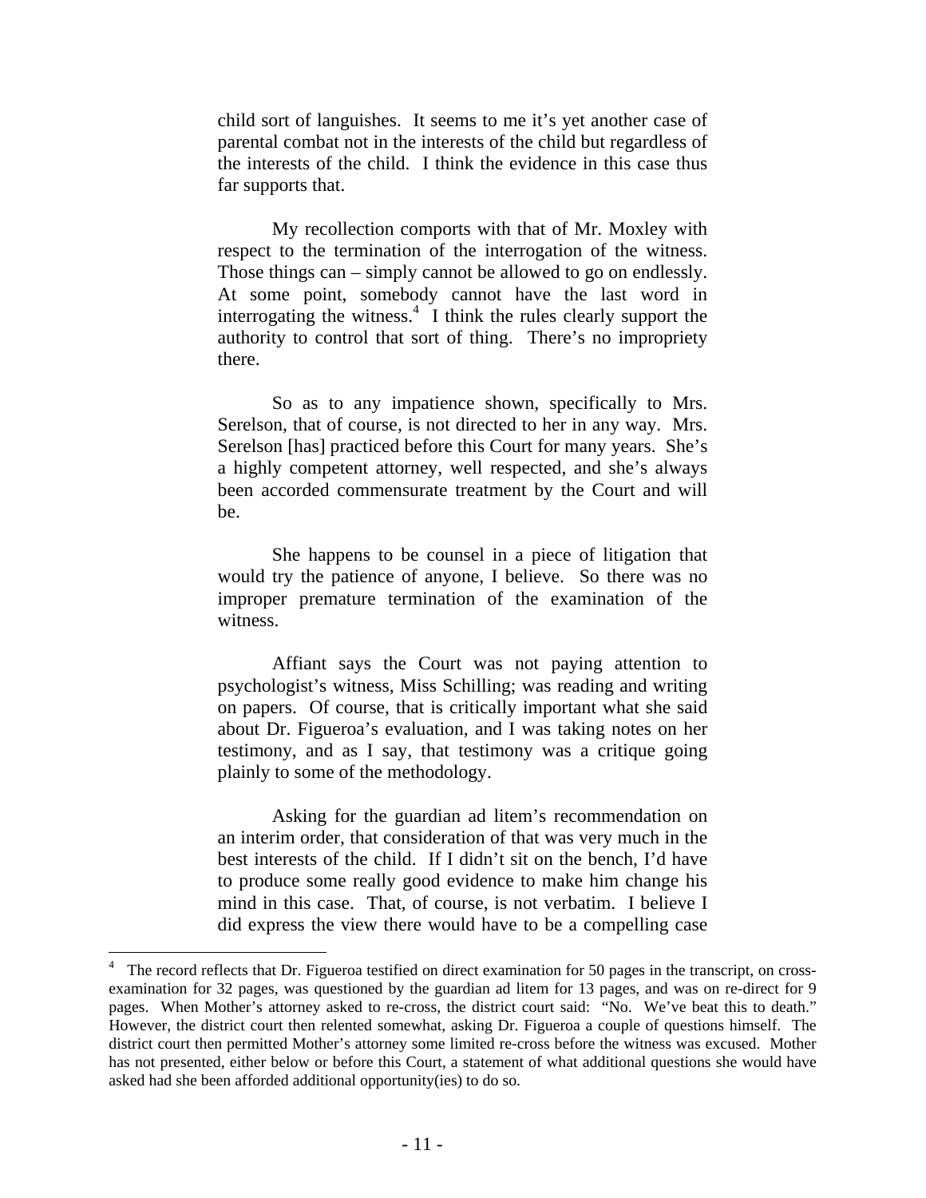> child sort of languishes. It seems to me it's yet another case of parental combat not in the interests of the child but regardless of the interests of the child. I think the evidence in this case thus far supports that.
>
> My recollection comports with that of Mr. Moxley with respect to the termination of the interrogation of the witness. Those things can – simply cannot be allowed to go on endlessly. At some point, somebody cannot have the last word in interrogating the witness.[4] I think the rules clearly support the authority to control that sort of thing. There's no impropriety there.
>
> So as to any impatience shown, specifically to Mrs. Serelson, that of course, is not directed to her in any way. Mrs. Serelson [has] practiced before this Court for many years. She's a highly competent attorney, well respected, and she's always been accorded commensurate treatment by the Court and will be.
>
> She happens to be counsel in a piece of litigation that would try the patience of anyone, I believe. So there was no improper premature termination of the examination of the witness.
>
> Affiant says the Court was not paying attention to psychologist's witness, Miss Schilling; was reading and writing on papers. Of course, that is critically important what she said about Dr. Figueroa's evaluation, and I was taking notes on her testimony, and as I say, that testimony was a critique going plainly to some of the methodology.
>
> Asking for the guardian ad litem's recommendation on an interim order, that consideration of that was very much in the best interests of the child. If I didn't sit on the bench, I'd have to produce some really good evidence to make him change his mind in this case. That, of course, is not verbatim. I believe I did express the view there would have to be a compelling case

---

[4] The record reflects that Dr. Figueroa testified on direct examination for 50 pages in the transcript, on cross-examination for 32 pages, was questioned by the guardian ad litem for 13 pages, and was on re-direct for 9 pages. When Mother's attorney asked to re-cross, the district court said: "No. We've beat this to death." However, the district court then relented somewhat, asking Dr. Figueroa a couple of questions himself. The district court then permitted Mother's attorney some limited re-cross before the witness was excused. Mother has not presented, either below or before this Court, a statement of what additional questions she would have asked had she been afforded additional opportunity(ies) to do so.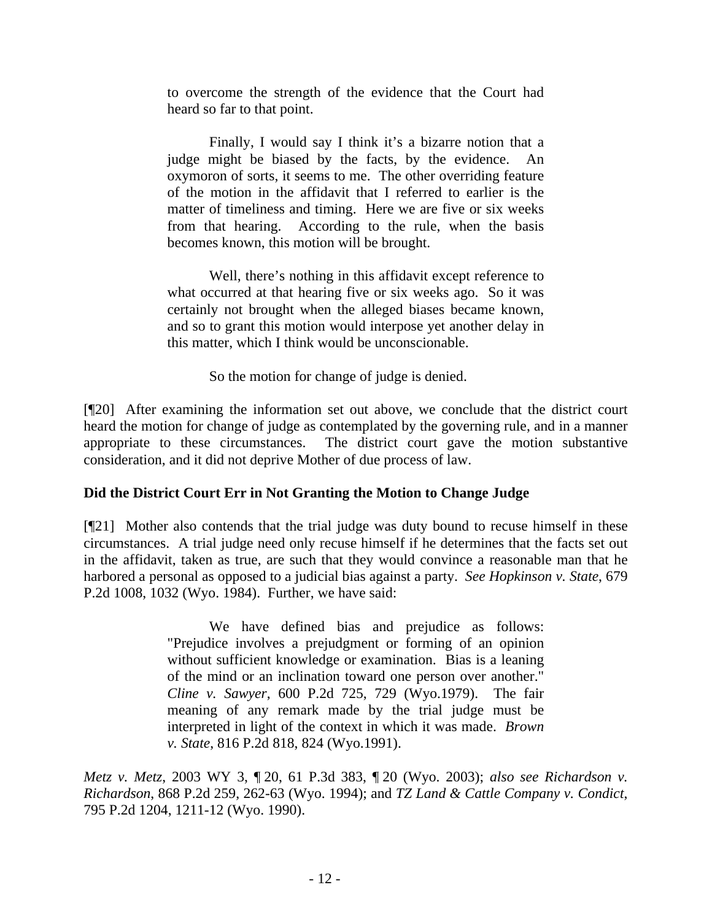> to overcome the strength of the evidence that the Court had heard so far to that point.
>
> Finally, I would say I think it's a bizarre notion that a judge might be biased by the facts, by the evidence. An oxymoron of sorts, it seems to me. The other overriding feature of the motion in the affidavit that I referred to earlier is the matter of timeliness and timing. Here we are five or six weeks from that hearing. According to the rule, when the basis becomes known, this motion will be brought.
>
> Well, there's nothing in this affidavit except reference to what occurred at that hearing five or six weeks ago. So it was certainly not brought when the alleged biases became known, and so to grant this motion would interpose yet another delay in this matter, which I think would be unconscionable.
>
> So the motion for change of judge is denied.

[¶20] After examining the information set out above, we conclude that the district court heard the motion for change of judge as contemplated by the governing rule, and in a manner appropriate to these circumstances. The district court gave the motion substantive consideration, and it did not deprive Mother of due process of law.

**Did the District Court Err in Not Granting the Motion to Change Judge**

[¶21] Mother also contends that the trial judge was duty bound to recuse himself in these circumstances. A trial judge need only recuse himself if he determines that the facts set out in the affidavit, taken as true, are such that they would convince a reasonable man that he harbored a personal as opposed to a judicial bias against a party. *See Hopkinson v. State*, 679 P.2d 1008, 1032 (Wyo. 1984). Further, we have said:

> We have defined bias and prejudice as follows: "Prejudice involves a prejudgment or forming of an opinion without sufficient knowledge or examination. Bias is a leaning of the mind or an inclination toward one person over another." *Cline v. Sawyer*, 600 P.2d 725, 729 (Wyo.1979). The fair meaning of any remark made by the trial judge must be interpreted in light of the context in which it was made. *Brown v. State*, 816 P.2d 818, 824 (Wyo.1991).

*Metz v. Metz*, 2003 WY 3, ¶ 20, 61 P.3d 383, ¶ 20 (Wyo. 2003); *also see Richardson v. Richardson*, 868 P.2d 259, 262-63 (Wyo. 1994); and *TZ Land & Cattle Company v. Condict*, 795 P.2d 1204, 1211-12 (Wyo. 1990).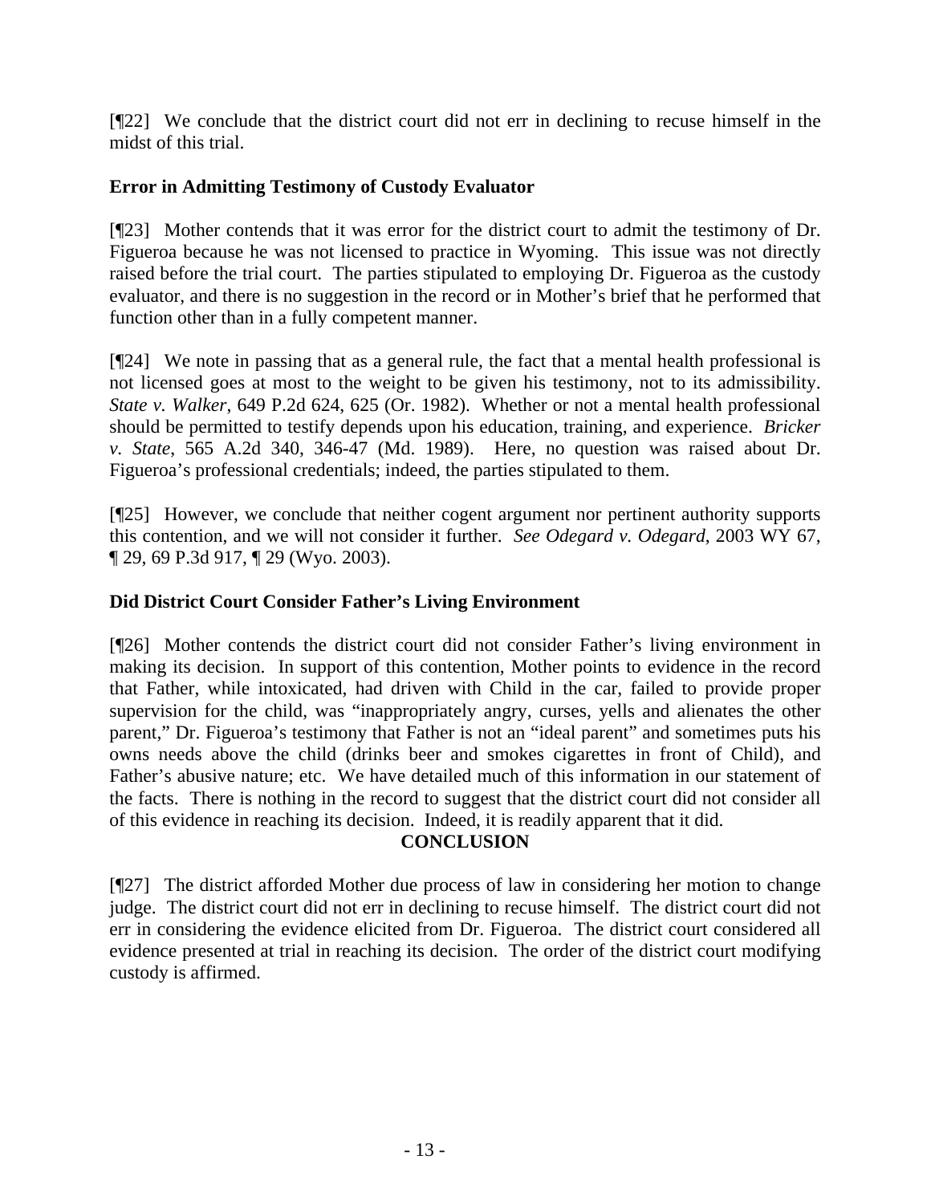[¶22] We conclude that the district court did not err in declining to recuse himself in the midst of this trial.

### Error in Admitting Testimony of Custody Evaluator

[¶23] Mother contends that it was error for the district court to admit the testimony of Dr. Figueroa because he was not licensed to practice in Wyoming. This issue was not directly raised before the trial court. The parties stipulated to employing Dr. Figueroa as the custody evaluator, and there is no suggestion in the record or in Mother's brief that he performed that function other than in a fully competent manner.

[¶24] We note in passing that as a general rule, the fact that a mental health professional is not licensed goes at most to the weight to be given his testimony, not to its admissibility. *State v. Walker*, 649 P.2d 624, 625 (Or. 1982). Whether or not a mental health professional should be permitted to testify depends upon his education, training, and experience. *Bricker v. State*, 565 A.2d 340, 346-47 (Md. 1989). Here, no question was raised about Dr. Figueroa's professional credentials; indeed, the parties stipulated to them.

[¶25] However, we conclude that neither cogent argument nor pertinent authority supports this contention, and we will not consider it further. *See Odegard v. Odegard*, 2003 WY 67, ¶ 29, 69 P.3d 917, ¶ 29 (Wyo. 2003).

### Did District Court Consider Father's Living Environment

[¶26] Mother contends the district court did not consider Father's living environment in making its decision. In support of this contention, Mother points to evidence in the record that Father, while intoxicated, had driven with Child in the car, failed to provide proper supervision for the child, was "inappropriately angry, curses, yells and alienates the other parent," Dr. Figueroa's testimony that Father is not an "ideal parent" and sometimes puts his owns needs above the child (drinks beer and smokes cigarettes in front of Child), and Father's abusive nature; etc. We have detailed much of this information in our statement of the facts. There is nothing in the record to suggest that the district court did not consider all of this evidence in reaching its decision. Indeed, it is readily apparent that it did.

## CONCLUSION

[¶27] The district afforded Mother due process of law in considering her motion to change judge. The district court did not err in declining to recuse himself. The district court did not err in considering the evidence elicited from Dr. Figueroa. The district court considered all evidence presented at trial in reaching its decision. The order of the district court modifying custody is affirmed.